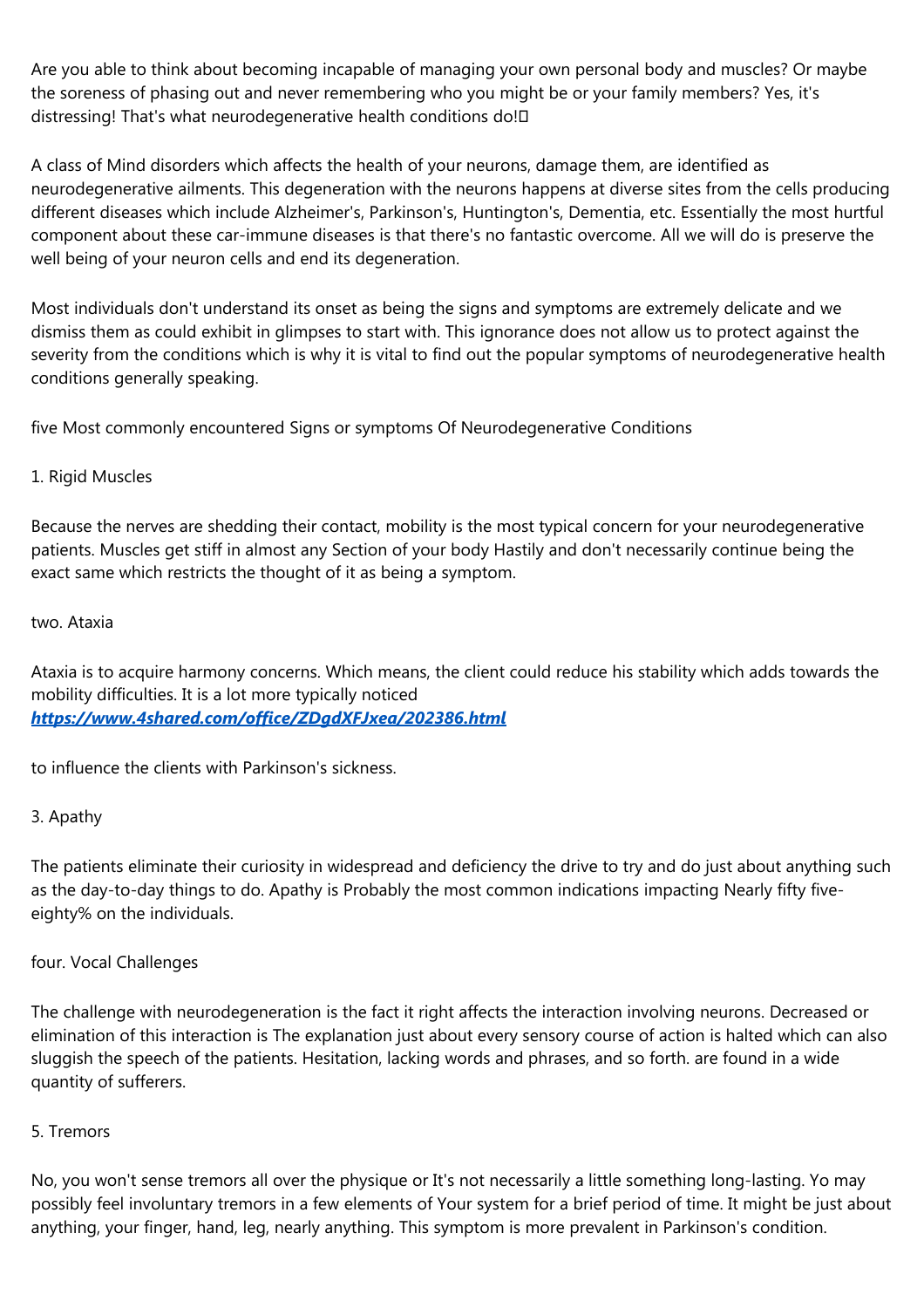Are you able to think about becoming incapable of managing your own personal body and muscles? Or maybe the soreness of phasing out and never remembering who you might be or your family members? Yes, it's distressing! That's what neurodegenerative health conditions do!

A class of Mind disorders which affects the health of your neurons, damage them, are identified as neurodegenerative ailments. This degeneration with the neurons happens at diverse sites from the cells producing different diseases which include Alzheimer's, Parkinson's, Huntington's, Dementia, etc. Essentially the most hurtful component about these car-immune diseases is that there's no fantastic overcome. All we will do is preserve the well being of your neuron cells and end its degeneration.

Most individuals don't understand its onset as being the signs and symptoms are extremely delicate and we dismiss them as could exhibit in glimpses to start with. This ignorance does not allow us to protect against the severity from the conditions which is why it is vital to find out the popular symptoms of neurodegenerative health conditions generally speaking.

five Most commonly encountered Signs or symptoms Of Neurodegenerative Conditions

1. Rigid Muscles

Because the nerves are shedding their contact, mobility is the most typical concern for your neurodegenerative patients. Muscles get stiff in almost any Section of your body Hastily and don't necessarily continue being the exact same which restricts the thought of it as being a symptom.

two. Ataxia

Ataxia is to acquire harmony concerns. Which means, the client could reduce his stability which adds towards the mobility difficulties. It is a lot more typically noticed
***https://www.4shared.com/office/ZDgdXFJxea/202386.html***

to influence the clients with Parkinson's sickness.

3. Apathy

The patients eliminate their curiosity in widespread and deficiency the drive to try and do just about anything such as the day-to-day things to do. Apathy is Probably the most common indications impacting Nearly fifty five-eighty% on the individuals.

four. Vocal Challenges

The challenge with neurodegeneration is the fact it right affects the interaction involving neurons. Decreased or elimination of this interaction is The explanation just about every sensory course of action is halted which can also sluggish the speech of the patients. Hesitation, lacking words and phrases, and so forth. are found in a wide quantity of sufferers.

5. Tremors

No, you won't sense tremors all over the physique or It's not necessarily a little something long-lasting. Yo may possibly feel involuntary tremors in a few elements of Your system for a brief period of time. It might be just about anything, your finger, hand, leg, nearly anything. This symptom is more prevalent in Parkinson's condition.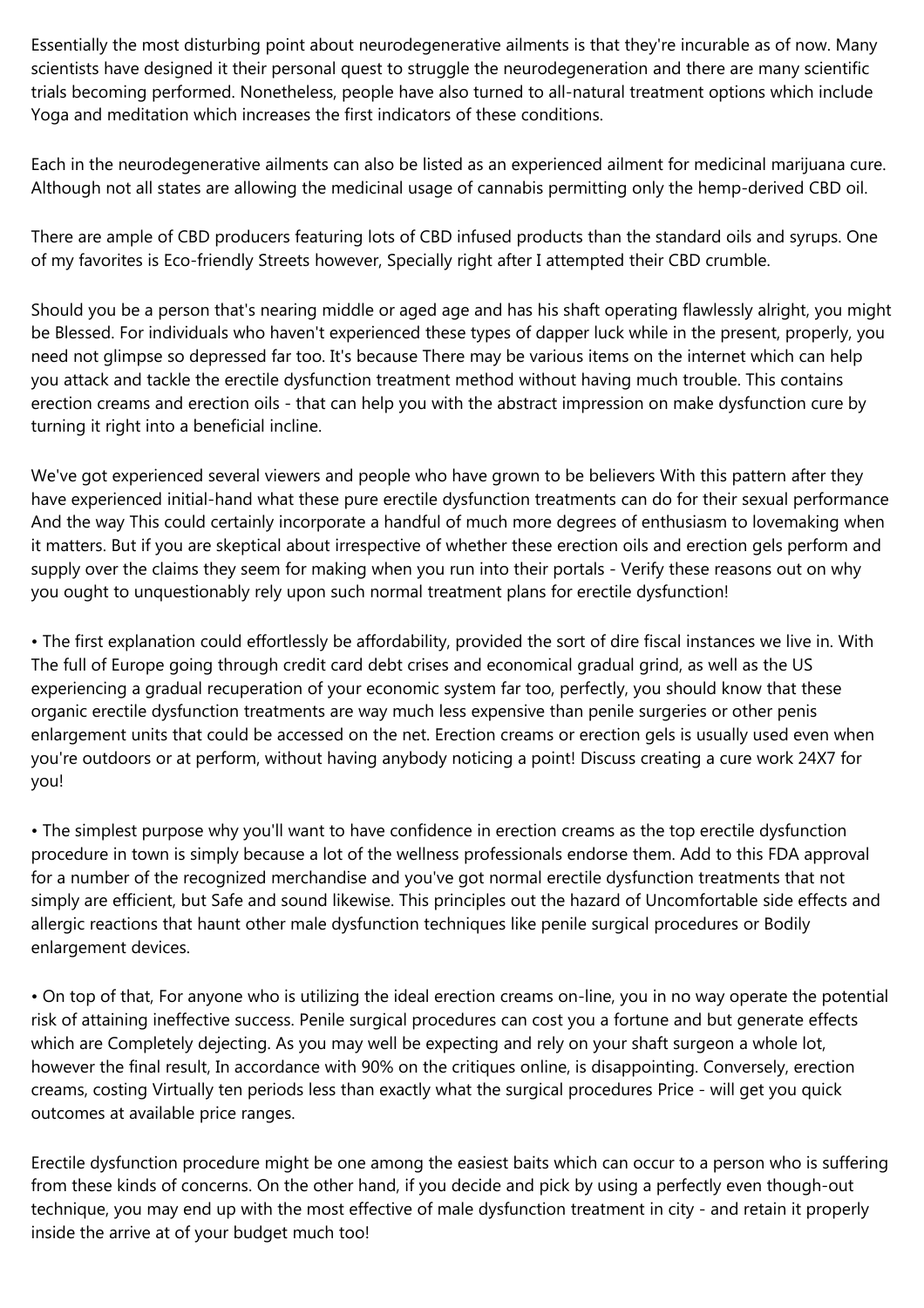Essentially the most disturbing point about neurodegenerative ailments is that they're incurable as of now. Many scientists have designed it their personal quest to struggle the neurodegeneration and there are many scientific trials becoming performed. Nonetheless, people have also turned to all-natural treatment options which include Yoga and meditation which increases the first indicators of these conditions.

Each in the neurodegenerative ailments can also be listed as an experienced ailment for medicinal marijuana cure. Although not all states are allowing the medicinal usage of cannabis permitting only the hemp-derived CBD oil.

There are ample of CBD producers featuring lots of CBD infused products than the standard oils and syrups. One of my favorites is Eco-friendly Streets however, Specially right after I attempted their CBD crumble.

Should you be a person that's nearing middle or aged age and has his shaft operating flawlessly alright, you might be Blessed. For individuals who haven't experienced these types of dapper luck while in the present, properly, you need not glimpse so depressed far too. It's because There may be various items on the internet which can help you attack and tackle the erectile dysfunction treatment method without having much trouble. This contains erection creams and erection oils - that can help you with the abstract impression on make dysfunction cure by turning it right into a beneficial incline.

We've got experienced several viewers and people who have grown to be believers With this pattern after they have experienced initial-hand what these pure erectile dysfunction treatments can do for their sexual performance And the way This could certainly incorporate a handful of much more degrees of enthusiasm to lovemaking when it matters. But if you are skeptical about irrespective of whether these erection oils and erection gels perform and supply over the claims they seem for making when you run into their portals - Verify these reasons out on why you ought to unquestionably rely upon such normal treatment plans for erectile dysfunction!

• The first explanation could effortlessly be affordability, provided the sort of dire fiscal instances we live in. With The full of Europe going through credit card debt crises and economical gradual grind, as well as the US experiencing a gradual recuperation of your economic system far too, perfectly, you should know that these organic erectile dysfunction treatments are way much less expensive than penile surgeries or other penis enlargement units that could be accessed on the net. Erection creams or erection gels is usually used even when you're outdoors or at perform, without having anybody noticing a point! Discuss creating a cure work 24X7 for you!

• The simplest purpose why you'll want to have confidence in erection creams as the top erectile dysfunction procedure in town is simply because a lot of the wellness professionals endorse them. Add to this FDA approval for a number of the recognized merchandise and you've got normal erectile dysfunction treatments that not simply are efficient, but Safe and sound likewise. This principles out the hazard of Uncomfortable side effects and allergic reactions that haunt other male dysfunction techniques like penile surgical procedures or Bodily enlargement devices.

• On top of that, For anyone who is utilizing the ideal erection creams on-line, you in no way operate the potential risk of attaining ineffective success. Penile surgical procedures can cost you a fortune and but generate effects which are Completely dejecting. As you may well be expecting and rely on your shaft surgeon a whole lot, however the final result, In accordance with 90% on the critiques online, is disappointing. Conversely, erection creams, costing Virtually ten periods less than exactly what the surgical procedures Price - will get you quick outcomes at available price ranges.

Erectile dysfunction procedure might be one among the easiest baits which can occur to a person who is suffering from these kinds of concerns. On the other hand, if you decide and pick by using a perfectly even though-out technique, you may end up with the most effective of male dysfunction treatment in city - and retain it properly inside the arrive at of your budget much too!